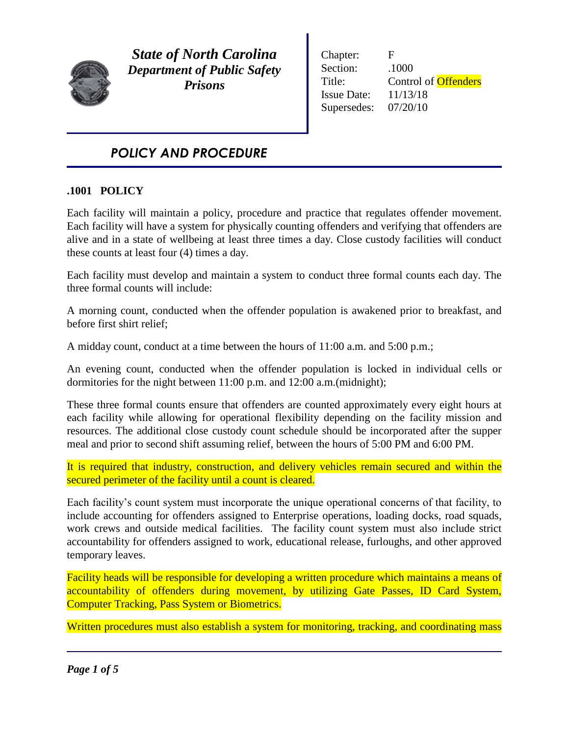***State of North Carolina***
***Department of Public Safety***
***Prisons***

| | |
|---|---|
| Chapter: | F |
| Section: | .1000 |
| Title: | Control of Offenders |
| Issue Date: | 11/13/18 |
| Supersedes: | 07/20/10 |

## *POLICY AND PROCEDURE*

### .1001 POLICY

Each facility will maintain a policy, procedure and practice that regulates offender movement. Each facility will have a system for physically counting offenders and verifying that offenders are alive and in a state of wellbeing at least three times a day. Close custody facilities will conduct these counts at least four (4) times a day.

Each facility must develop and maintain a system to conduct three formal counts each day. The three formal counts will include:

A morning count, conducted when the offender population is awakened prior to breakfast, and before first shirt relief;

A midday count, conduct at a time between the hours of 11:00 a.m. and 5:00 p.m.;

An evening count, conducted when the offender population is locked in individual cells or dormitories for the night between 11:00 p.m. and 12:00 a.m.(midnight);

These three formal counts ensure that offenders are counted approximately every eight hours at each facility while allowing for operational flexibility depending on the facility mission and resources. The additional close custody count schedule should be incorporated after the supper meal and prior to second shift assuming relief, between the hours of 5:00 PM and 6:00 PM.

It is required that industry, construction, and delivery vehicles remain secured and within the secured perimeter of the facility until a count is cleared.

Each facility's count system must incorporate the unique operational concerns of that facility, to include accounting for offenders assigned to Enterprise operations, loading docks, road squads, work crews and outside medical facilities. The facility count system must also include strict accountability for offenders assigned to work, educational release, furloughs, and other approved temporary leaves.

Facility heads will be responsible for developing a written procedure which maintains a means of accountability of offenders during movement, by utilizing Gate Passes, ID Card System, Computer Tracking, Pass System or Biometrics.

Written procedures must also establish a system for monitoring, tracking, and coordinating mass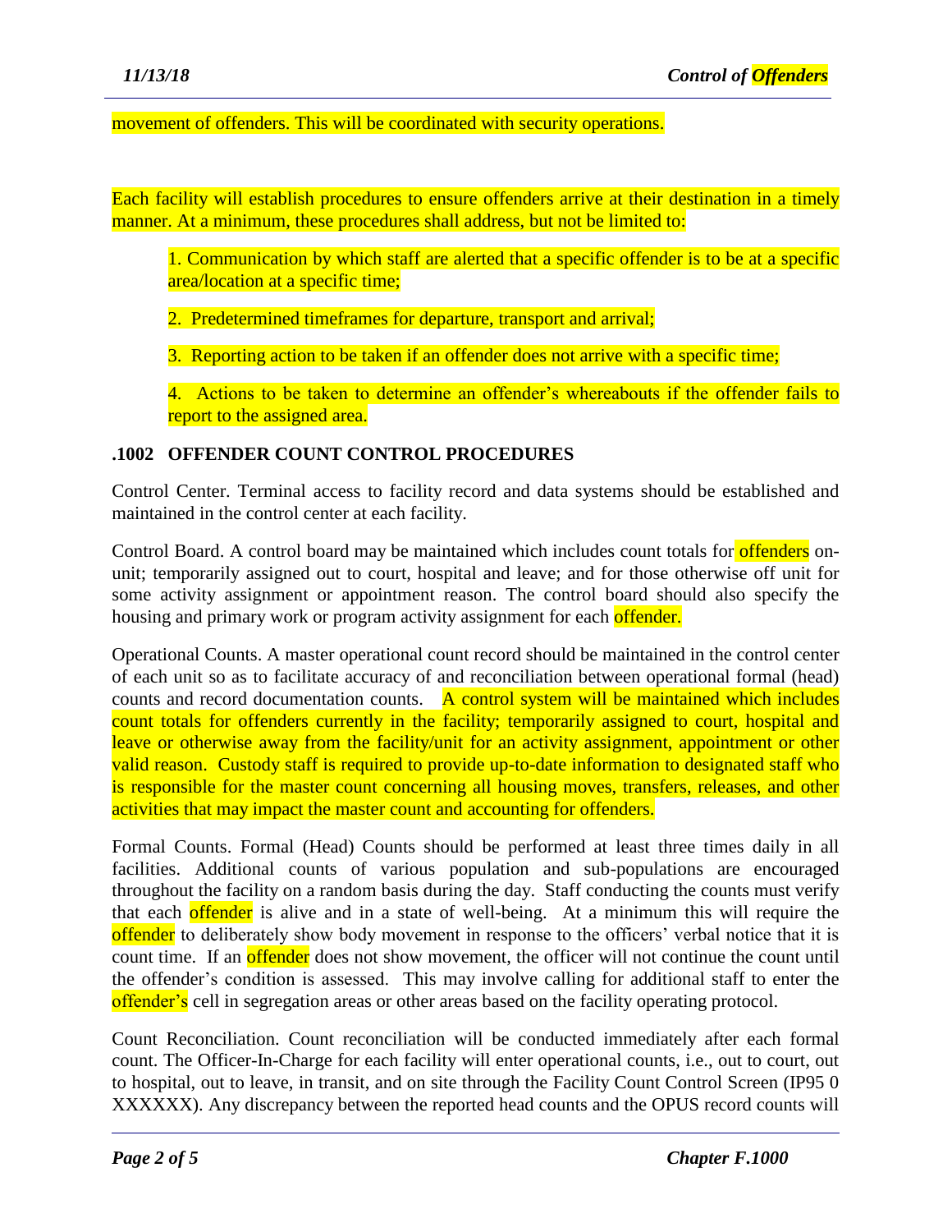movement of offenders. This will be coordinated with security operations.

Each facility will establish procedures to ensure offenders arrive at their destination in a timely manner. At a minimum, these procedures shall address, but not be limited to:

1. Communication by which staff are alerted that a specific offender is to be at a specific area/location at a specific time;

2. Predetermined timeframes for departure, transport and arrival;

3. Reporting action to be taken if an offender does not arrive with a specific time;

4. Actions to be taken to determine an offender's whereabouts if the offender fails to report to the assigned area.

### .1002 OFFENDER COUNT CONTROL PROCEDURES

Control Center. Terminal access to facility record and data systems should be established and maintained in the control center at each facility.

Control Board. A control board may be maintained which includes count totals for offenders on-unit; temporarily assigned out to court, hospital and leave; and for those otherwise off unit for some activity assignment or appointment reason. The control board should also specify the housing and primary work or program activity assignment for each offender.

Operational Counts. A master operational count record should be maintained in the control center of each unit so as to facilitate accuracy of and reconciliation between operational formal (head) counts and record documentation counts. A control system will be maintained which includes count totals for offenders currently in the facility; temporarily assigned to court, hospital and leave or otherwise away from the facility/unit for an activity assignment, appointment or other valid reason. Custody staff is required to provide up-to-date information to designated staff who is responsible for the master count concerning all housing moves, transfers, releases, and other activities that may impact the master count and accounting for offenders.

Formal Counts. Formal (Head) Counts should be performed at least three times daily in all facilities. Additional counts of various population and sub-populations are encouraged throughout the facility on a random basis during the day. Staff conducting the counts must verify that each offender is alive and in a state of well-being. At a minimum this will require the offender to deliberately show body movement in response to the officers' verbal notice that it is count time. If an offender does not show movement, the officer will not continue the count until the offender's condition is assessed. This may involve calling for additional staff to enter the offender's cell in segregation areas or other areas based on the facility operating protocol.

Count Reconciliation. Count reconciliation will be conducted immediately after each formal count. The Officer-In-Charge for each facility will enter operational counts, i.e., out to court, out to hospital, out to leave, in transit, and on site through the Facility Count Control Screen (IP95 0 XXXXXX). Any discrepancy between the reported head counts and the OPUS record counts will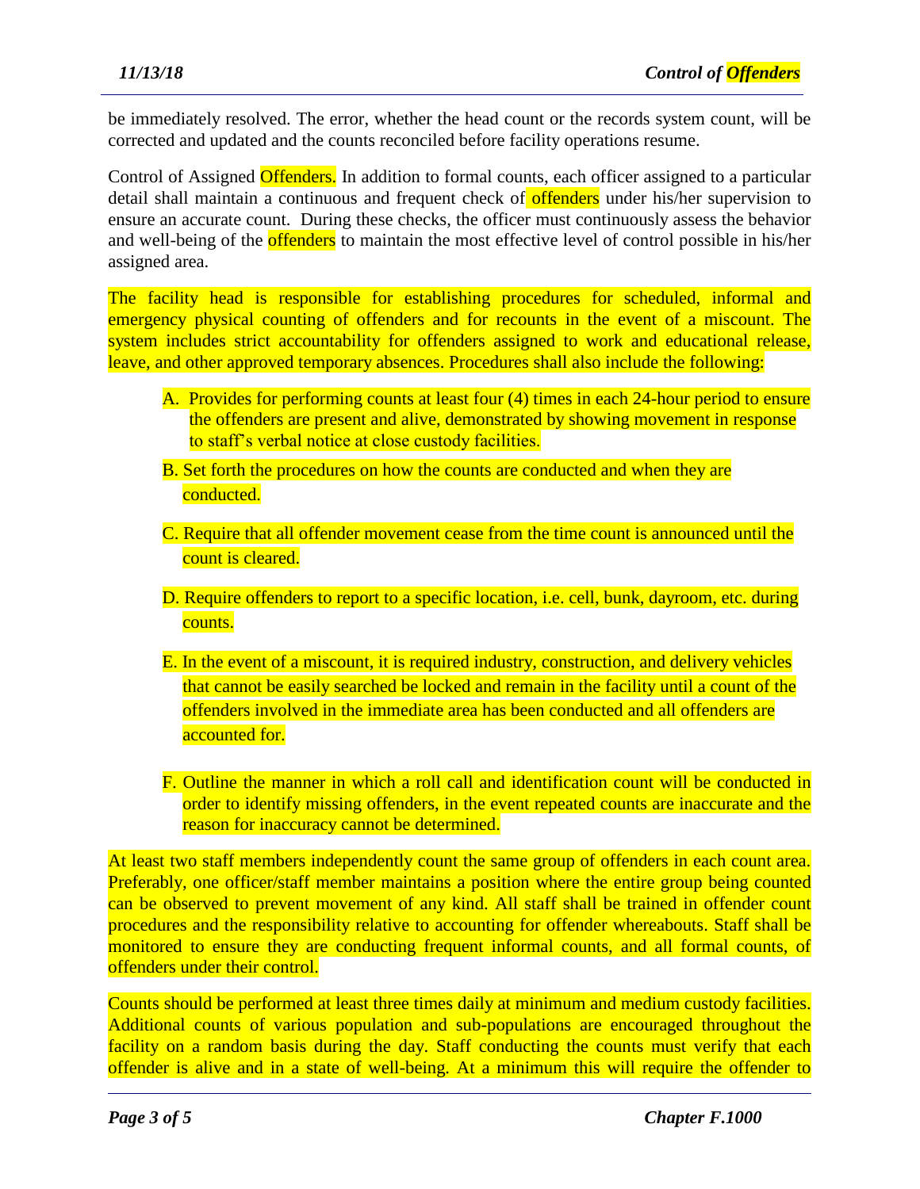be immediately resolved. The error, whether the head count or the records system count, will be corrected and updated and the counts reconciled before facility operations resume.

Control of Assigned Offenders. In addition to formal counts, each officer assigned to a particular detail shall maintain a continuous and frequent check of offenders under his/her supervision to ensure an accurate count. During these checks, the officer must continuously assess the behavior and well-being of the offenders to maintain the most effective level of control possible in his/her assigned area.

The facility head is responsible for establishing procedures for scheduled, informal and emergency physical counting of offenders and for recounts in the event of a miscount. The system includes strict accountability for offenders assigned to work and educational release, leave, and other approved temporary absences. Procedures shall also include the following:

A. Provides for performing counts at least four (4) times in each 24-hour period to ensure the offenders are present and alive, demonstrated by showing movement in response to staff's verbal notice at close custody facilities.

B. Set forth the procedures on how the counts are conducted and when they are conducted.

C. Require that all offender movement cease from the time count is announced until the count is cleared.

D. Require offenders to report to a specific location, i.e. cell, bunk, dayroom, etc. during counts.

E. In the event of a miscount, it is required industry, construction, and delivery vehicles that cannot be easily searched be locked and remain in the facility until a count of the offenders involved in the immediate area has been conducted and all offenders are accounted for.

F. Outline the manner in which a roll call and identification count will be conducted in order to identify missing offenders, in the event repeated counts are inaccurate and the reason for inaccuracy cannot be determined.

At least two staff members independently count the same group of offenders in each count area. Preferably, one officer/staff member maintains a position where the entire group being counted can be observed to prevent movement of any kind. All staff shall be trained in offender count procedures and the responsibility relative to accounting for offender whereabouts. Staff shall be monitored to ensure they are conducting frequent informal counts, and all formal counts, of offenders under their control.

Counts should be performed at least three times daily at minimum and medium custody facilities. Additional counts of various population and sub-populations are encouraged throughout the facility on a random basis during the day. Staff conducting the counts must verify that each offender is alive and in a state of well-being. At a minimum this will require the offender to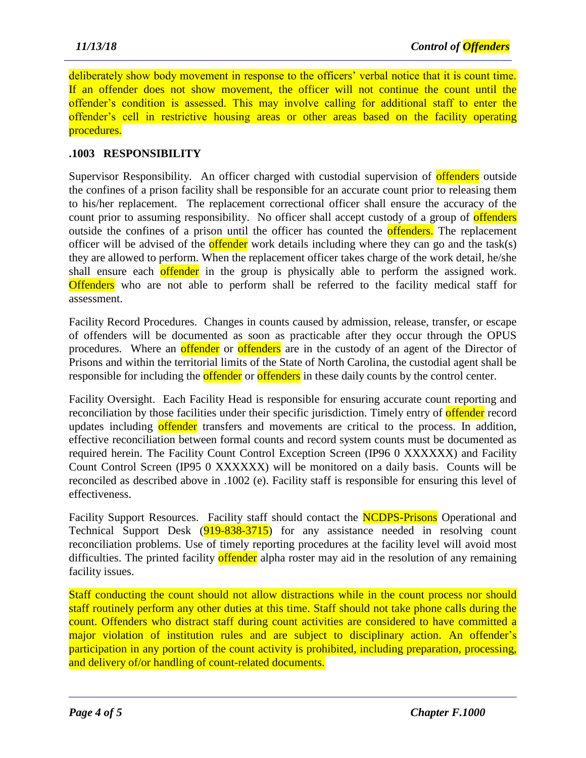deliberately show body movement in response to the officers' verbal notice that it is count time. If an offender does not show movement, the officer will not continue the count until the offender's condition is assessed. This may involve calling for additional staff to enter the offender's cell in restrictive housing areas or other areas based on the facility operating procedures.

## .1003 RESPONSIBILITY

Supervisor Responsibility. An officer charged with custodial supervision of offenders outside the confines of a prison facility shall be responsible for an accurate count prior to releasing them to his/her replacement. The replacement correctional officer shall ensure the accuracy of the count prior to assuming responsibility. No officer shall accept custody of a group of offenders outside the confines of a prison until the officer has counted the offenders. The replacement officer will be advised of the offender work details including where they can go and the task(s) they are allowed to perform. When the replacement officer takes charge of the work detail, he/she shall ensure each offender in the group is physically able to perform the assigned work. Offenders who are not able to perform shall be referred to the facility medical staff for assessment.

Facility Record Procedures. Changes in counts caused by admission, release, transfer, or escape of offenders will be documented as soon as practicable after they occur through the OPUS procedures. Where an offender or offenders are in the custody of an agent of the Director of Prisons and within the territorial limits of the State of North Carolina, the custodial agent shall be responsible for including the offender or offenders in these daily counts by the control center.

Facility Oversight. Each Facility Head is responsible for ensuring accurate count reporting and reconciliation by those facilities under their specific jurisdiction. Timely entry of offender record updates including offender transfers and movements are critical to the process. In addition, effective reconciliation between formal counts and record system counts must be documented as required herein. The Facility Count Control Exception Screen (IP96 0 XXXXXX) and Facility Count Control Screen (IP95 0 XXXXXX) will be monitored on a daily basis. Counts will be reconciled as described above in .1002 (e). Facility staff is responsible for ensuring this level of effectiveness.

Facility Support Resources. Facility staff should contact the NCDPS-Prisons Operational and Technical Support Desk (919-838-3715) for any assistance needed in resolving count reconciliation problems. Use of timely reporting procedures at the facility level will avoid most difficulties. The printed facility offender alpha roster may aid in the resolution of any remaining facility issues.

Staff conducting the count should not allow distractions while in the count process nor should staff routinely perform any other duties at this time. Staff should not take phone calls during the count. Offenders who distract staff during count activities are considered to have committed a major violation of institution rules and are subject to disciplinary action. An offender's participation in any portion of the count activity is prohibited, including preparation, processing, and delivery of/or handling of count-related documents.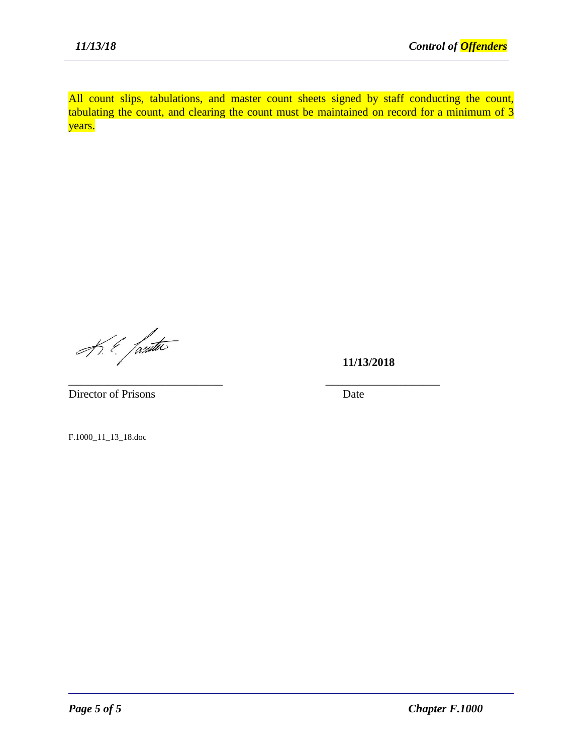All count slips, tabulations, and master count sheets signed by staff conducting the count, tabulating the count, and clearing the count must be maintained on record for a minimum of 3 years.

**11/13/2018**

Director of Prisons	Date

F.1000_11_13_18.doc